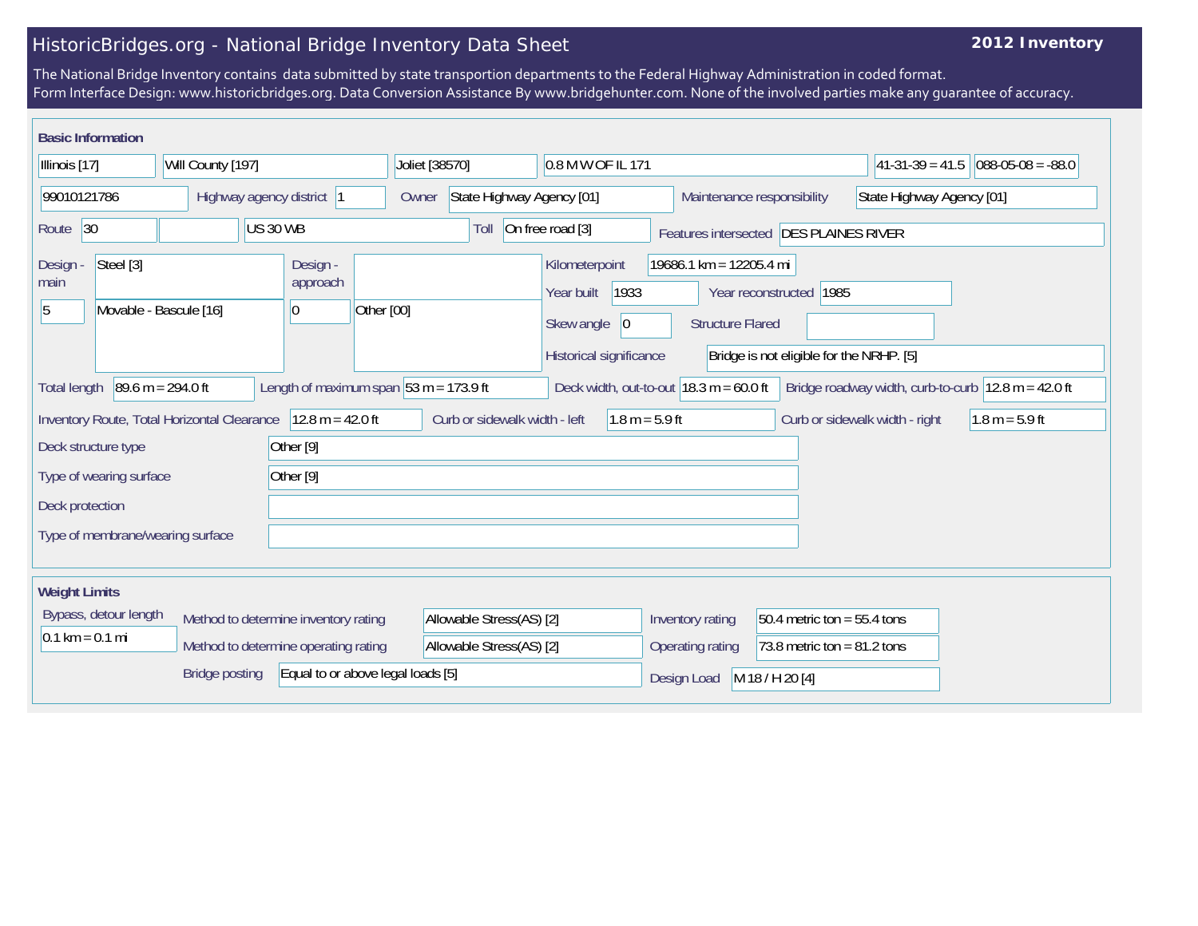# HistoricBridges.org - National Bridge Inventory Data Sheet

**2012 Inventory**

The National Bridge Inventory contains data submitted by state transportion departments to the Federal Highway Administration in coded format.
Form Interface Design: www.historicbridges.org. Data Conversion Assistance By www.bridgehunter.com. None of the involved parties make any guarantee of accuracy.

## Basic Information

| | |
|---|---|
| State | Illinois [17] |
| County | Will County [197] |
| Place | Joliet [38570] |
| Location | 0.8 M W OF IL 171 |
| Latitude | 41-31-39 = 41.5 |
| Longitude | 088-05-08 = -88.0 |
| Structure Number | 99010121786 |
| Highway agency district | 1 |
| Owner | State Highway Agency [01] |
| Maintenance responsibility | State Highway Agency [01] |
| Route | 30 |
| Route Name | US 30 WB |
| Toll | On free road [3] |
| Features intersected | DES PLAINES RIVER |
| Design - main | Steel [3] |
| Design - main (spans) | 5 — Movable - Bascule [16] |
| Design - approach | |
| Design - approach (spans) | 0 — Other [00] |
| Kilometerpoint | 19686.1 km = 12205.4 mi |
| Year built | 1933 |
| Year reconstructed | 1985 |
| Skew angle | 0 |
| Structure Flared | |
| Historical significance | Bridge is not eligible for the NRHP. [5] |
| Total length | 89.6 m = 294.0 ft |
| Length of maximum span | 53 m = 173.9 ft |
| Deck width, out-to-out | 18.3 m = 60.0 ft |
| Bridge roadway width, curb-to-curb | 12.8 m = 42.0 ft |
| Inventory Route, Total Horizontal Clearance | 12.8 m = 42.0 ft |
| Curb or sidewalk width - left | 1.8 m = 5.9 ft |
| Curb or sidewalk width - right | 1.8 m = 5.9 ft |
| Deck structure type | Other [9] |
| Type of wearing surface | Other [9] |
| Deck protection | |
| Type of membrane/wearing surface | |

## Weight Limits

| | |
|---|---|
| Bypass, detour length | 0.1 km = 0.1 mi |
| Method to determine inventory rating | Allowable Stress(AS) [2] |
| Inventory rating | 50.4 metric ton = 55.4 tons |
| Method to determine operating rating | Allowable Stress(AS) [2] |
| Operating rating | 73.8 metric ton = 81.2 tons |
| Bridge posting | Equal to or above legal loads [5] |
| Design Load | M 18 / H 20 [4] |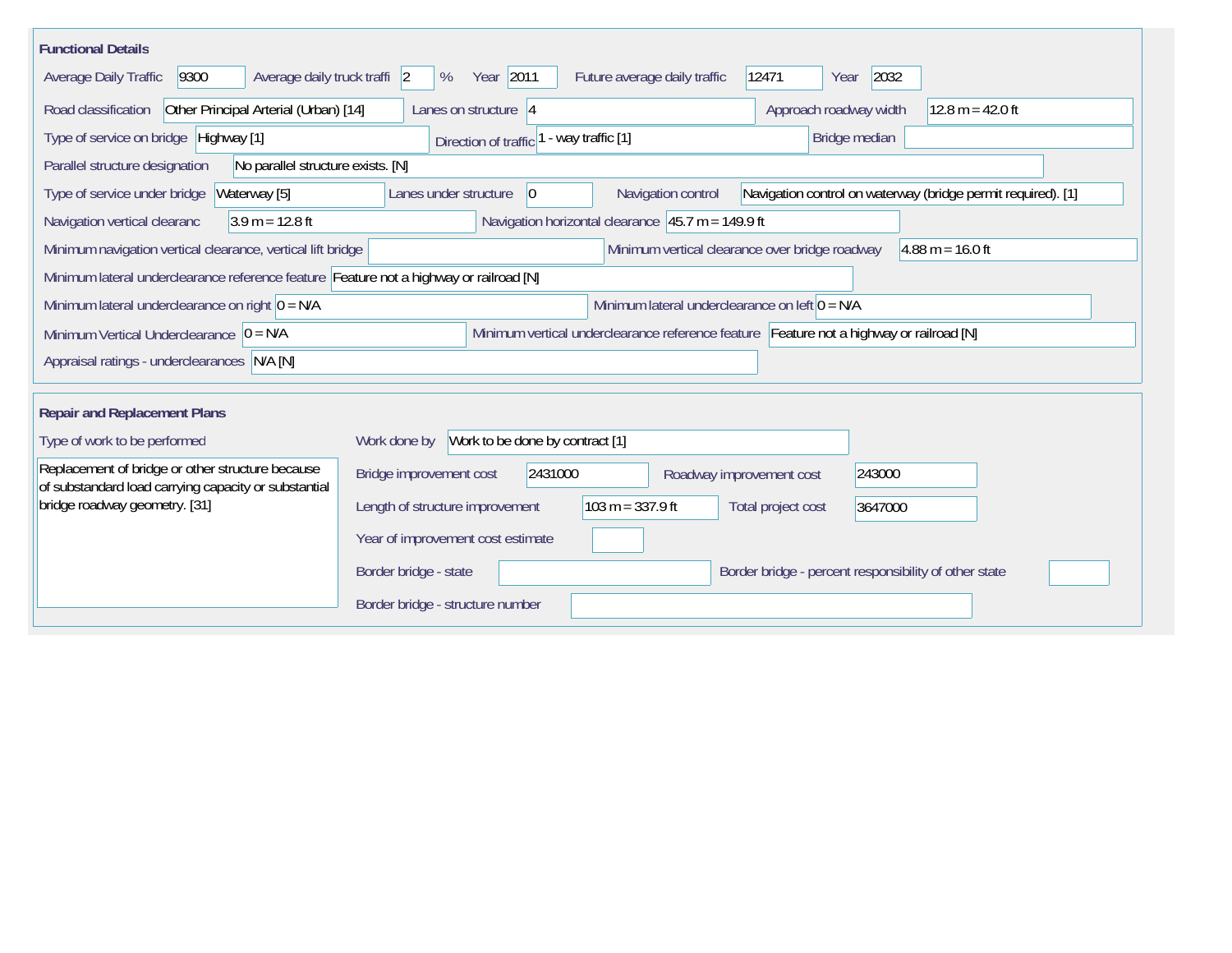## Functional Details

| Field | Value |
|---|---|
| Average Daily Traffic | 9300 |
| Average daily truck traffi | 2 % |
| Year | 2011 |
| Future average daily traffic | 12471 |
| Year | 2032 |
| Road classification | Other Principal Arterial (Urban) [14] |
| Lanes on structure | 4 |
| Approach roadway width | 12.8 m = 42.0 ft |
| Type of service on bridge | Highway [1] |
| Direction of traffic | 1 - way traffic [1] |
| Bridge median | |
| Parallel structure designation | No parallel structure exists. [N] |
| Type of service under bridge | Waterway [5] |
| Lanes under structure | 0 |
| Navigation control | Navigation control on waterway (bridge permit required). [1] |
| Navigation vertical clearanc | 3.9 m = 12.8 ft |
| Navigation horizontal clearance | 45.7 m = 149.9 ft |
| Minimum navigation vertical clearance, vertical lift bridge | |
| Minimum vertical clearance over bridge roadway | 4.88 m = 16.0 ft |
| Minimum lateral underclearance reference feature | Feature not a highway or railroad [N] |
| Minimum lateral underclearance on right | 0 = N/A |
| Minimum lateral underclearance on left | 0 = N/A |
| Minimum Vertical Underclearance | 0 = N/A |
| Minimum vertical underclearance reference feature | Feature not a highway or railroad [N] |
| Appraisal ratings - underclearances | N/A [N] |

## Repair and Replacement Plans

| Field | Value |
|---|---|
| Type of work to be performed | Replacement of bridge or other structure because of substandard load carrying capacity or substantial bridge roadway geometry. [31] |
| Work done by | Work to be done by contract [1] |
| Bridge improvement cost | 2431000 |
| Roadway improvement cost | 243000 |
| Length of structure improvement | 103 m = 337.9 ft |
| Total project cost | 3647000 |
| Year of improvement cost estimate | |
| Border bridge - state | |
| Border bridge - percent responsibility of other state | |
| Border bridge - structure number | |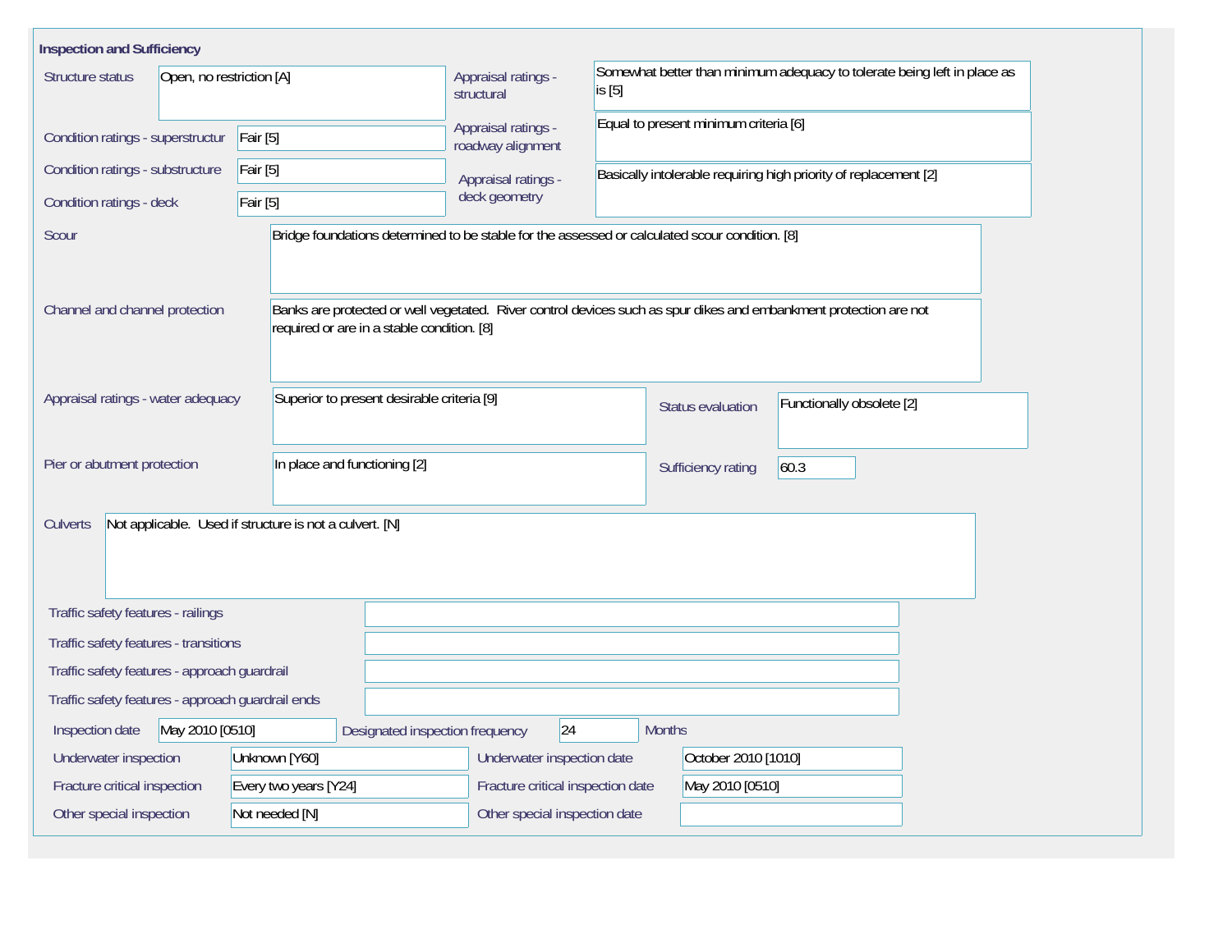## Inspection and Sufficiency

| Field | Value |
|---|---|
| Structure status | Open, no restriction [A] |
| Condition ratings - superstructur | Fair [5] |
| Condition ratings - substructure | Fair [5] |
| Condition ratings - deck | Fair [5] |
| Appraisal ratings - structural | Somewhat better than minimum adequacy to tolerate being left in place as is [5] |
| Appraisal ratings - roadway alignment | Equal to present minimum criteria [6] |
| Appraisal ratings - deck geometry | Basically intolerable requiring high priority of replacement [2] |
| Scour | Bridge foundations determined to be stable for the assessed or calculated scour condition. [8] |
| Channel and channel protection | Banks are protected or well vegetated. River control devices such as spur dikes and embankment protection are not required or are in a stable condition. [8] |
| Appraisal ratings - water adequacy | Superior to present desirable criteria [9] |
| Status evaluation | Functionally obsolete [2] |
| Pier or abutment protection | In place and functioning [2] |
| Sufficiency rating | 60.3 |
| Culverts | Not applicable. Used if structure is not a culvert. [N] |
| Traffic safety features - railings | |
| Traffic safety features - transitions | |
| Traffic safety features - approach guardrail | |
| Traffic safety features - approach guardrail ends | |
| Inspection date | May 2010 [0510] |
| Designated inspection frequency | 24 Months |
| Underwater inspection | Unknown [Y60] |
| Underwater inspection date | October 2010 [1010] |
| Fracture critical inspection | Every two years [Y24] |
| Fracture critical inspection date | May 2010 [0510] |
| Other special inspection | Not needed [N] |
| Other special inspection date | |